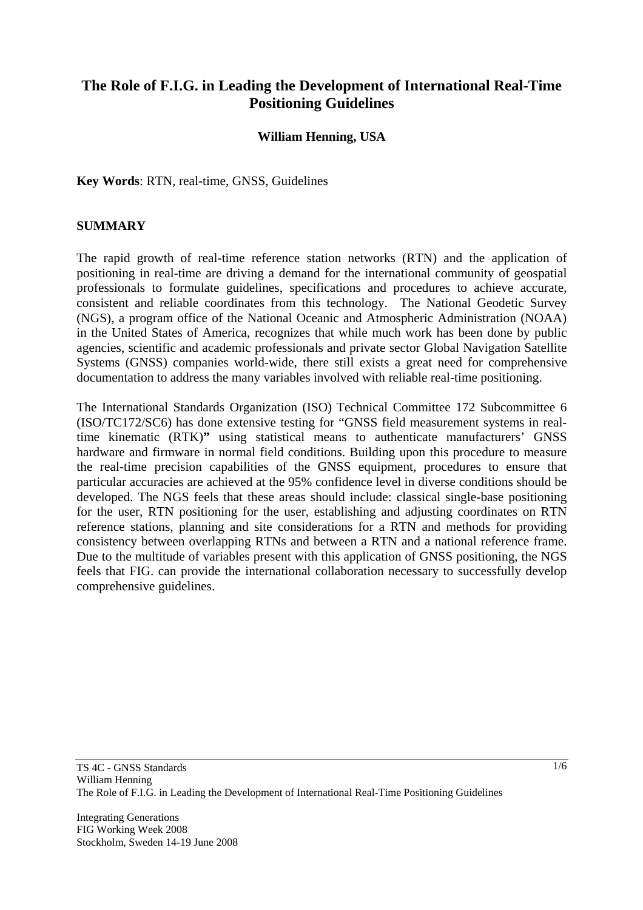# The Role of F.I.G. in Leading the Development of International Real-Time Positioning Guidelines

**William Henning, USA**

**Key Words**: RTN, real-time, GNSS, Guidelines

## SUMMARY

The rapid growth of real-time reference station networks (RTN) and the application of positioning in real-time are driving a demand for the international community of geospatial professionals to formulate guidelines, specifications and procedures to achieve accurate, consistent and reliable coordinates from this technology. The National Geodetic Survey (NGS), a program office of the National Oceanic and Atmospheric Administration (NOAA) in the United States of America, recognizes that while much work has been done by public agencies, scientific and academic professionals and private sector Global Navigation Satellite Systems (GNSS) companies world-wide, there still exists a great need for comprehensive documentation to address the many variables involved with reliable real-time positioning.

The International Standards Organization (ISO) Technical Committee 172 Subcommittee 6 (ISO/TC172/SC6) has done extensive testing for "GNSS field measurement systems in real-time kinematic (RTK)**"** using statistical means to authenticate manufacturers' GNSS hardware and firmware in normal field conditions. Building upon this procedure to measure the real-time precision capabilities of the GNSS equipment, procedures to ensure that particular accuracies are achieved at the 95% confidence level in diverse conditions should be developed. The NGS feels that these areas should include: classical single-base positioning for the user, RTN positioning for the user, establishing and adjusting coordinates on RTN reference stations, planning and site considerations for a RTN and methods for providing consistency between overlapping RTNs and between a RTN and a national reference frame. Due to the multitude of variables present with this application of GNSS positioning, the NGS feels that FIG. can provide the international collaboration necessary to successfully develop comprehensive guidelines.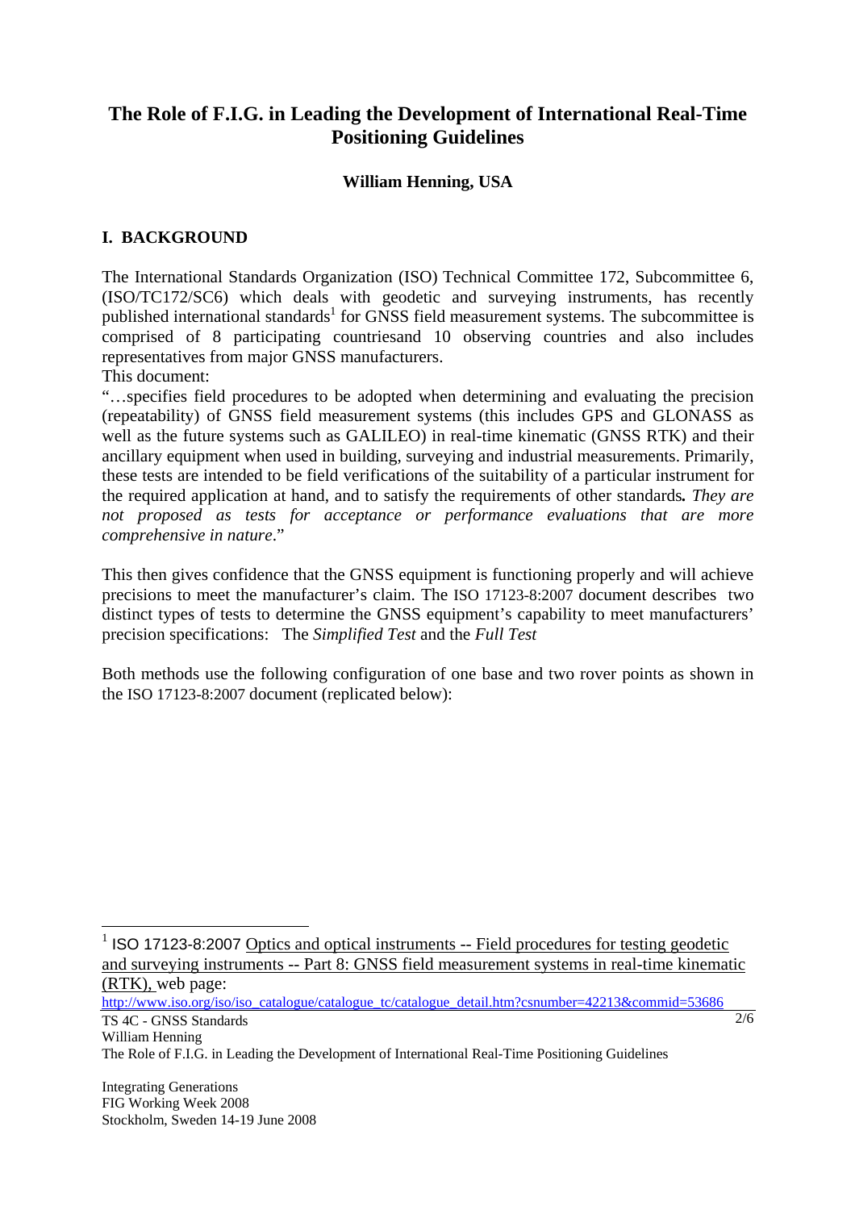## I. BACKGROUND

The International Standards Organization (ISO) Technical Committee 172, Subcommittee 6, (ISO/TC172/SC6) which deals with geodetic and surveying instruments, has recently published international standards[1] for GNSS field measurement systems. The subcommittee is comprised of 8 participating countriesand 10 observing countries and also includes representatives from major GNSS manufacturers.

This document:

"…specifies field procedures to be adopted when determining and evaluating the precision (repeatability) of GNSS field measurement systems (this includes GPS and GLONASS as well as the future systems such as GALILEO) in real-time kinematic (GNSS RTK) and their ancillary equipment when used in building, surveying and industrial measurements. Primarily, these tests are intended to be field verifications of the suitability of a particular instrument for the required application at hand, and to satisfy the requirements of other standards**.** *They are not proposed as tests for acceptance or performance evaluations that are more comprehensive in nature*."

This then gives confidence that the GNSS equipment is functioning properly and will achieve precisions to meet the manufacturer's claim. The ISO 17123-8:2007 document describes two distinct types of tests to determine the GNSS equipment's capability to meet manufacturers' precision specifications: The *Simplified Test* and the *Full Test*

Both methods use the following configuration of one base and two rover points as shown in the ISO 17123-8:2007 document (replicated below):

[1] ISO 17123-8:2007 Optics and optical instruments -- Field procedures for testing geodetic and surveying instruments -- Part 8: GNSS field measurement systems in real-time kinematic (RTK), web page: http://www.iso.org/iso/iso_catalogue/catalogue_tc/catalogue_detail.htm?csnumber=42213&commid=53686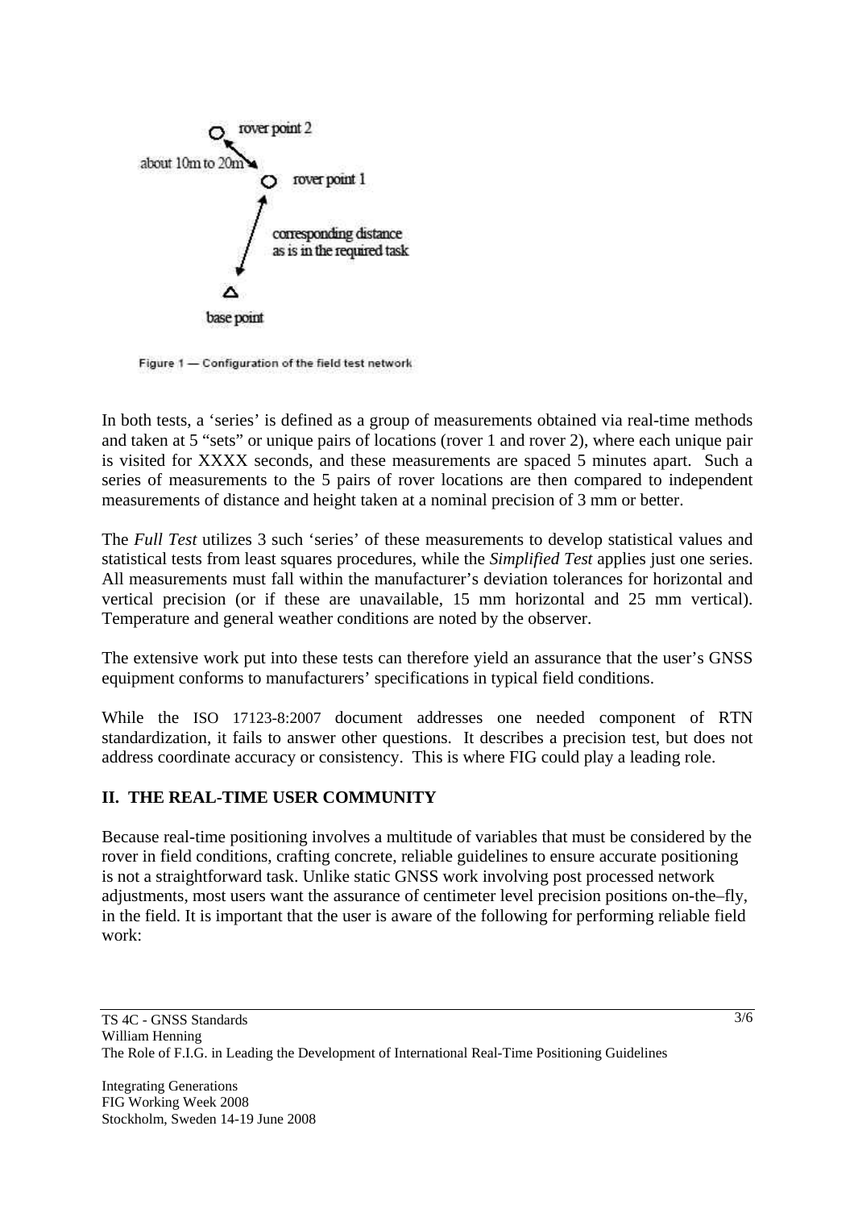Figure 1 — Configuration of the field test network

In both tests, a 'series' is defined as a group of measurements obtained via real-time methods and taken at 5 "sets" or unique pairs of locations (rover 1 and rover 2), where each unique pair is visited for XXXX seconds, and these measurements are spaced 5 minutes apart. Such a series of measurements to the 5 pairs of rover locations are then compared to independent measurements of distance and height taken at a nominal precision of 3 mm or better.

The *Full Test* utilizes 3 such 'series' of these measurements to develop statistical values and statistical tests from least squares procedures, while the *Simplified Test* applies just one series. All measurements must fall within the manufacturer's deviation tolerances for horizontal and vertical precision (or if these are unavailable, 15 mm horizontal and 25 mm vertical). Temperature and general weather conditions are noted by the observer.

The extensive work put into these tests can therefore yield an assurance that the user's GNSS equipment conforms to manufacturers' specifications in typical field conditions.

While the ISO 17123-8:2007 document addresses one needed component of RTN standardization, it fails to answer other questions. It describes a precision test, but does not address coordinate accuracy or consistency. This is where FIG could play a leading role.

## II. THE REAL-TIME USER COMMUNITY

Because real-time positioning involves a multitude of variables that must be considered by the rover in field conditions, crafting concrete, reliable guidelines to ensure accurate positioning is not a straightforward task. Unlike static GNSS work involving post processed network adjustments, most users want the assurance of centimeter level precision positions on-the–fly, in the field. It is important that the user is aware of the following for performing reliable field work: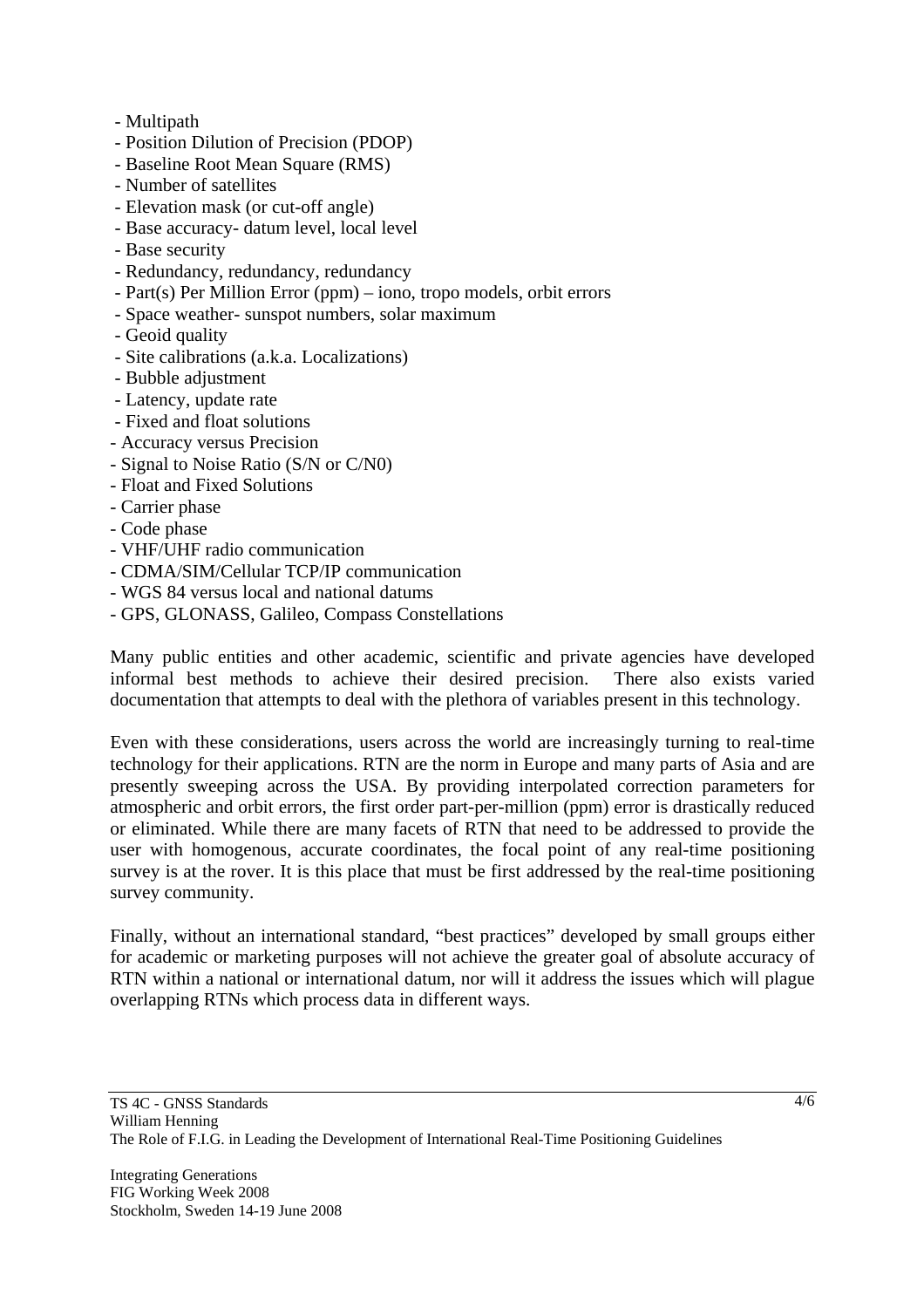- Multipath
- Position Dilution of Precision (PDOP)
- Baseline Root Mean Square (RMS)
- Number of satellites
- Elevation mask (or cut-off angle)
- Base accuracy- datum level, local level
- Base security
- Redundancy, redundancy, redundancy
- Part(s) Per Million Error (ppm) – iono, tropo models, orbit errors
- Space weather- sunspot numbers, solar maximum
- Geoid quality
- Site calibrations (a.k.a. Localizations)
- Bubble adjustment
- Latency, update rate
- Fixed and float solutions
- Accuracy versus Precision
- Signal to Noise Ratio (S/N or C/N0)
- Float and Fixed Solutions
- Carrier phase
- Code phase
- VHF/UHF radio communication
- CDMA/SIM/Cellular TCP/IP communication
- WGS 84 versus local and national datums
- GPS, GLONASS, Galileo, Compass Constellations

Many public entities and other academic, scientific and private agencies have developed informal best methods to achieve their desired precision. There also exists varied documentation that attempts to deal with the plethora of variables present in this technology.

Even with these considerations, users across the world are increasingly turning to real-time technology for their applications. RTN are the norm in Europe and many parts of Asia and are presently sweeping across the USA. By providing interpolated correction parameters for atmospheric and orbit errors, the first order part-per-million (ppm) error is drastically reduced or eliminated. While there are many facets of RTN that need to be addressed to provide the user with homogenous, accurate coordinates, the focal point of any real-time positioning survey is at the rover. It is this place that must be first addressed by the real-time positioning survey community.

Finally, without an international standard, "best practices" developed by small groups either for academic or marketing purposes will not achieve the greater goal of absolute accuracy of RTN within a national or international datum, nor will it address the issues which will plague overlapping RTNs which process data in different ways.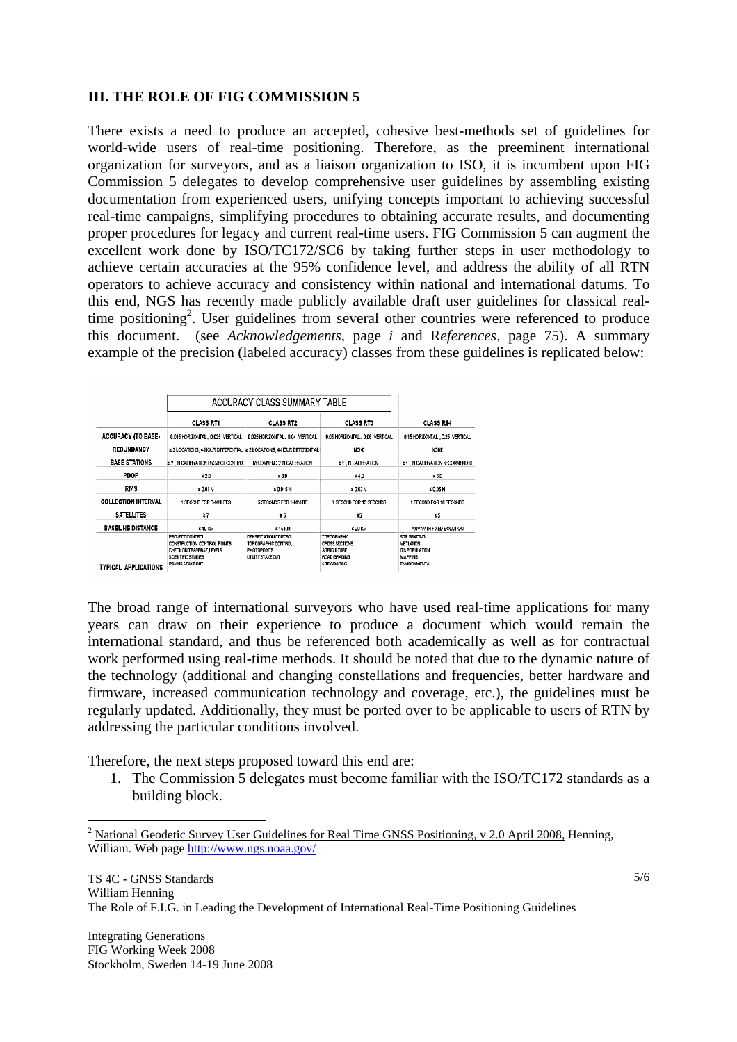## III. THE ROLE OF FIG COMMISSION 5

There exists a need to produce an accepted, cohesive best-methods set of guidelines for world-wide users of real-time positioning. Therefore, as the preeminent international organization for surveyors, and as a liaison organization to ISO, it is incumbent upon FIG Commission 5 delegates to develop comprehensive user guidelines by assembling existing documentation from experienced users, unifying concepts important to achieving successful real-time campaigns, simplifying procedures to obtaining accurate results, and documenting proper procedures for legacy and current real-time users. FIG Commission 5 can augment the excellent work done by ISO/TC172/SC6 by taking further steps in user methodology to achieve certain accuracies at the 95% confidence level, and address the ability of all RTN operators to achieve accuracy and consistency within national and international datums. To this end, NGS has recently made publicly available draft user guidelines for classical real-time positioning[2]. User guidelines from several other countries were referenced to produce this document. (see *Acknowledgements*, page *i* and R*eferences*, page 75). A summary example of the precision (labeled accuracy) classes from these guidelines is replicated below:

| ACCURACY CLASS SUMMARY TABLE | | | | |
|---|---|---|---|---|
| | CLASS RT1 | CLASS RT2 | CLASS RT3 | CLASS RT4 |
| ACCURACY (TO BASE) | 0.015 HORIZONTAL, 0.025 VERTICAL | 0.025 HORIZONTAL, 0.04 VERTICAL | 0.05 HORIZONTAL, 0.08 VERTICAL | 0.15 HORIZONTAL, 0.25 VERTICAL |
| REDUNDANCY | ≥ 2 LOCATIONS, 4-HOUR DIFFERENTIAL | ≥ 2 LOCATIONS, 4-HOUR DIFFERENTIAL | NONE | NONE |
| BASE STATIONS | ≥ 2, IN CALIBRATION PROJECT CONTROL | RECOMMEND 2 IN CALIBRATION | ≥ 1, IN CALIBRATION | ≥ 1, IN CALIBRATION RECOMMENDED |
| PDOP | ≤ 2.0 | ≤ 3.0 | ≤ 4.0 | ≤ 5.0 |
| RMS | ≤ 0.01 M | ≤ 0.015 M | ≤ 0.03 M | ≤ 0.05 M |
| COLLECTION INTERVAL | 1 SECOND FOR 3-MINUTES | 5 SECONDS FOR 1-MINUTE | 1 SECOND FOR 15 SECONDS | 1 SECOND FOR 10 SECONDS |
| SATELLITES | ≥ 7 | ≥ 6 | ≥ 5 | ≥ 5 |
| BASELINE DISTANCE | ≤ 10 KM | ≤ 15 KM | ≤ 20 KM | ANY WITH FIXED SOLUTION |
| TYPICAL APPLICATIONS | PROJECT CONTROL<br>CONSTRUCTION CONTROL POINTS<br>CHECK ON TRAVERSE, LEVELS<br>SCIENTIFIC STUDIES<br>PAVING STAKEOUT | DENSIFICATION CONTROL<br>TOPOGRAPHIC CONTROL<br>PHOTO POINTS<br>UTILITY STAKEOUT | TOPOGRAPHY<br>CROSS SECTIONS<br>AGRICULTURE<br>ROAD GRADING<br>SITE GRADING | SITE GRADING<br>WETLANDS<br>GIS POPULATION<br>MAPPING<br>ENVIRONMENTAL |

The broad range of international surveyors who have used real-time applications for many years can draw on their experience to produce a document which would remain the international standard, and thus be referenced both academically as well as for contractual work performed using real-time methods. It should be noted that due to the dynamic nature of the technology (additional and changing constellations and frequencies, better hardware and firmware, increased communication technology and coverage, etc.), the guidelines must be regularly updated. Additionally, they must be ported over to be applicable to users of RTN by addressing the particular conditions involved.

Therefore, the next steps proposed toward this end are:

1. The Commission 5 delegates must become familiar with the ISO/TC172 standards as a building block.

---

[2] National Geodetic Survey User Guidelines for Real Time GNSS Positioning, v 2.0 April 2008, Henning, William. Web page http://www.ngs.noaa.gov/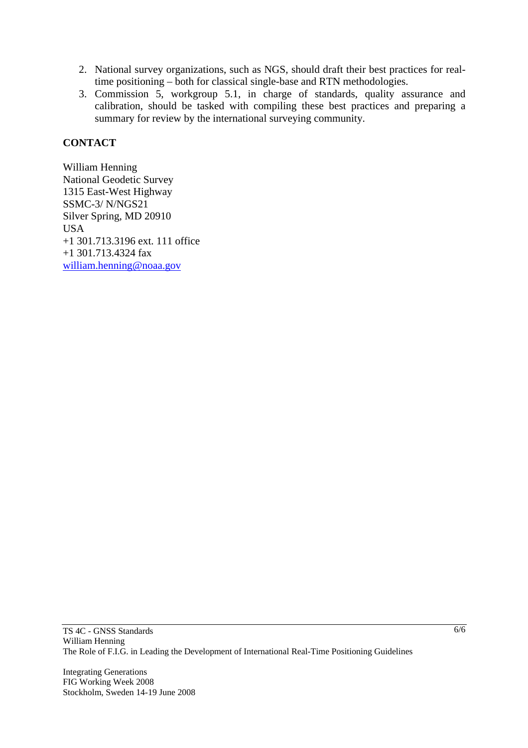2. National survey organizations, such as NGS, should draft their best practices for real-time positioning – both for classical single-base and RTN methodologies.
3. Commission 5, workgroup 5.1, in charge of standards, quality assurance and calibration, should be tasked with compiling these best practices and preparing a summary for review by the international surveying community.

## CONTACT

William Henning
National Geodetic Survey
1315 East-West Highway
SSMC-3/ N/NGS21
Silver Spring, MD 20910
USA
+1 301.713.3196 ext. 111 office
+1 301.713.4324 fax
william.henning@noaa.gov